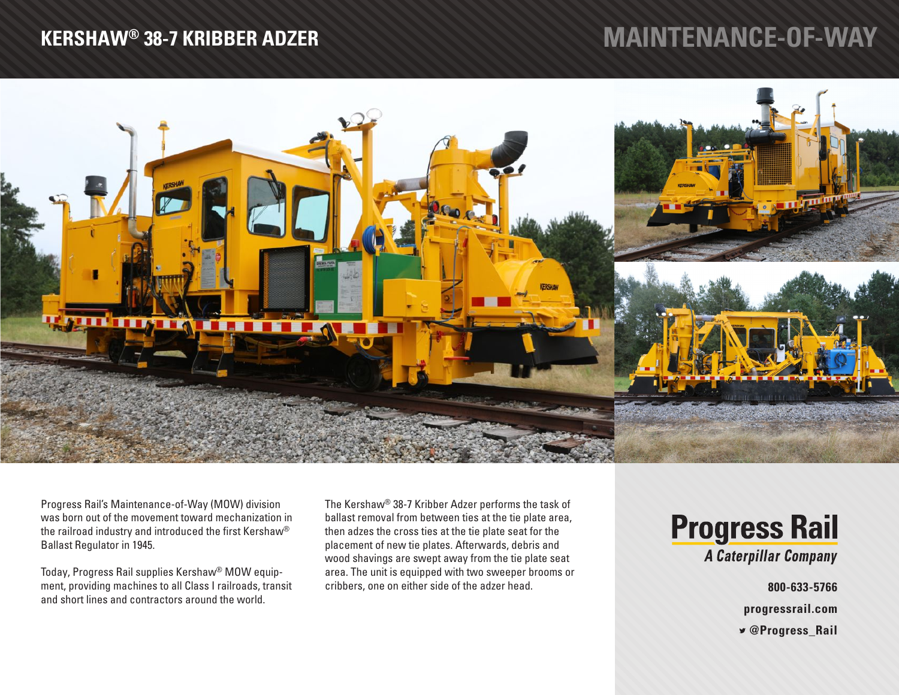# KERSHAW® 38-7 KRIBBER ADZER

## MAINTENANCE-OF-WAY

Progress Rail's Maintenance-of-Way (MOW) division was born out of the movement toward mechanization in the railroad industry and introduced the first Kershaw® Ballast Regulator in 1945.

Today, Progress Rail supplies Kershaw® MOW equipment, providing machines to all Class I railroads, transit and short lines and contractors around the world.

The Kershaw® 38-7 Kribber Adzer performs the task of ballast removal from between ties at the tie plate area, then adzes the cross ties at the tie plate seat for the placement of new tie plates. Afterwards, debris and wood shavings are swept away from the tie plate seat area. The unit is equipped with two sweeper brooms or cribbers, one on either side of the adzer head.

**Progress Rail**
*A Caterpillar Company*

**800-633-5766**

**progressrail.com**

**@Progress_Rail**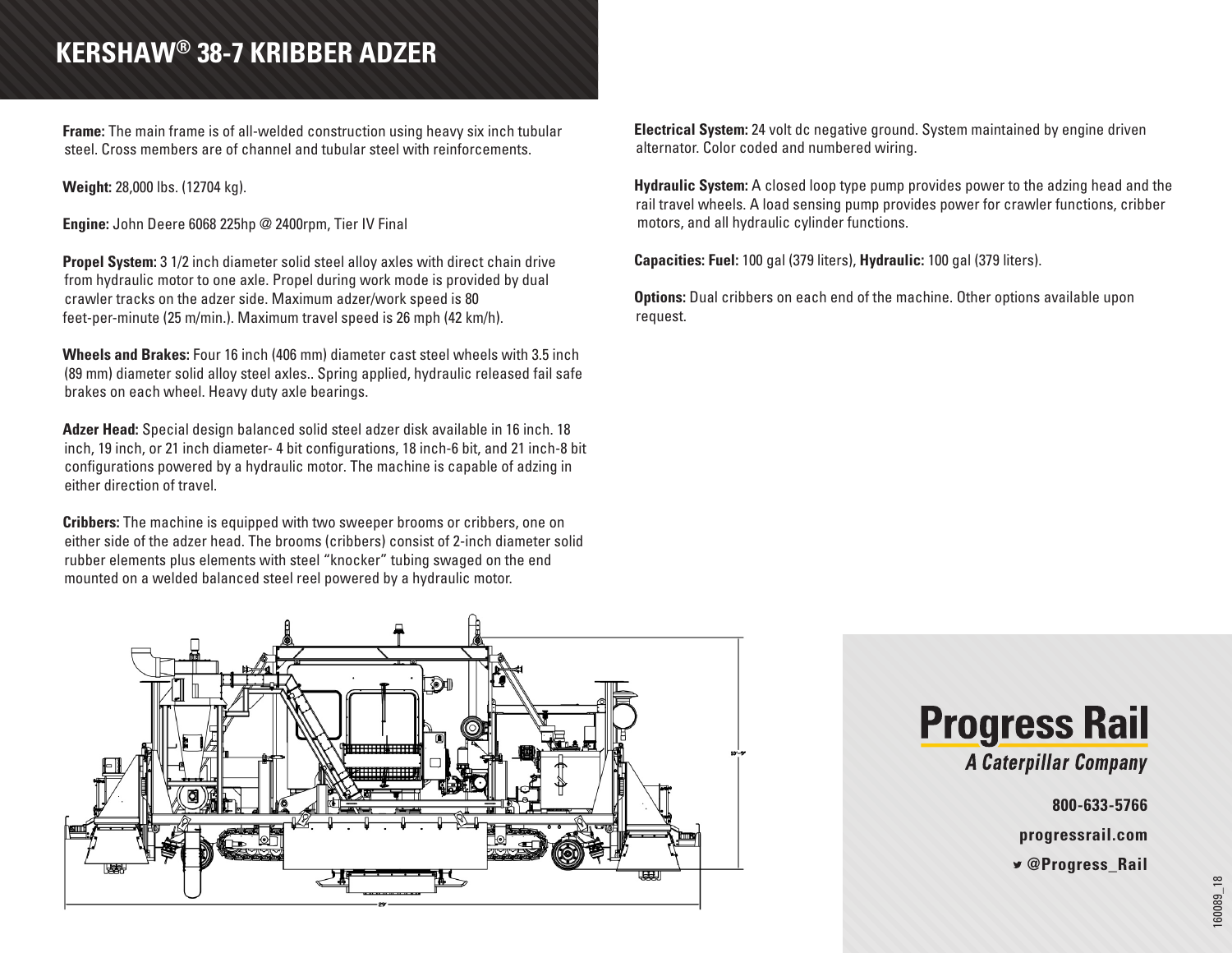# KERSHAW® 38-7 KRIBBER ADZER

**Frame:** The main frame is of all-welded construction using heavy six inch tubular steel. Cross members are of channel and tubular steel with reinforcements.

**Weight:** 28,000 lbs. (12704 kg).

**Engine:** John Deere 6068 225hp @ 2400rpm, Tier IV Final

**Propel System:** 3 1/2 inch diameter solid steel alloy axles with direct chain drive from hydraulic motor to one axle. Propel during work mode is provided by dual crawler tracks on the adzer side. Maximum adzer/work speed is 80 feet-per-minute (25 m/min.). Maximum travel speed is 26 mph (42 km/h).

**Wheels and Brakes:** Four 16 inch (406 mm) diameter cast steel wheels with 3.5 inch (89 mm) diameter solid alloy steel axles.. Spring applied, hydraulic released fail safe brakes on each wheel. Heavy duty axle bearings.

**Adzer Head:** Special design balanced solid steel adzer disk available in 16 inch. 18 inch, 19 inch, or 21 inch diameter- 4 bit configurations, 18 inch-6 bit, and 21 inch-8 bit configurations powered by a hydraulic motor. The machine is capable of adzing in either direction of travel.

**Cribbers:** The machine is equipped with two sweeper brooms or cribbers, one on either side of the adzer head. The brooms (cribbers) consist of 2-inch diameter solid rubber elements plus elements with steel “knocker” tubing swaged on the end mounted on a welded balanced steel reel powered by a hydraulic motor.

**Electrical System:** 24 volt dc negative ground. System maintained by engine driven alternator. Color coded and numbered wiring.

**Hydraulic System:** A closed loop type pump provides power to the adzing head and the rail travel wheels. A load sensing pump provides power for crawler functions, cribber motors, and all hydraulic cylinder functions.

**Capacities: Fuel:** 100 gal (379 liters), **Hydraulic:** 100 gal (379 liters).

**Options:** Dual cribbers on each end of the machine. Other options available upon request.

**Progress Rail**

*A Caterpillar Company*

800-633-5766

progressrail.com

@Progress_Rail

160089_18